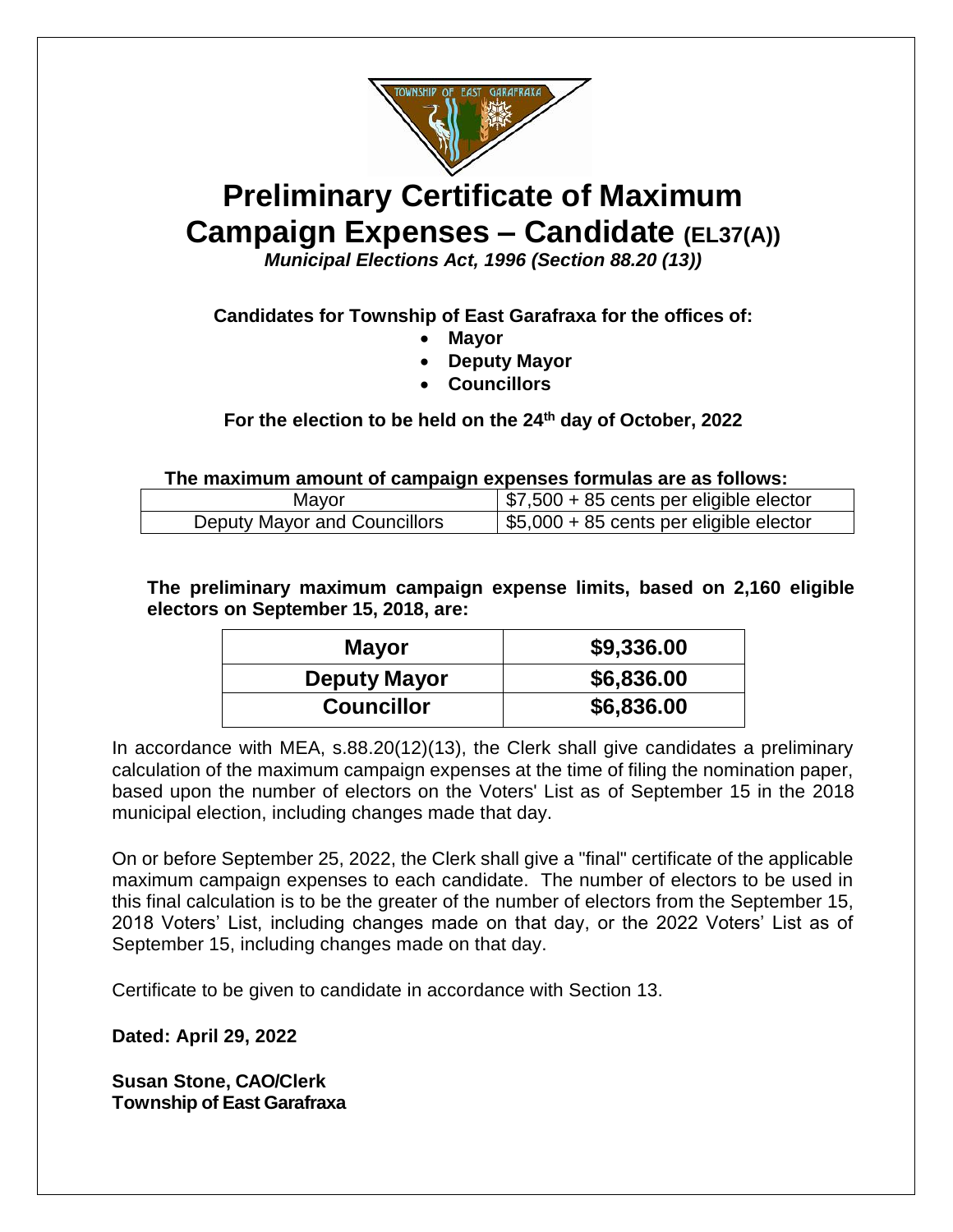# Preliminary Certificate of Maximum Campaign Expenses – Candidate (EL37(A))

***Municipal Elections Act, 1996 (Section 88.20 (13))***

**Candidates for Township of East Garafraxa for the offices of:**

- **Mayor**
- **Deputy Mayor**
- **Councillors**

**For the election to be held on the 24th day of October, 2022**

**The maximum amount of campaign expenses formulas are as follows:**

| Mayor | $7,500 + 85 cents per eligible elector |
|---|---|
| Deputy Mayor and Councillors | $5,000 + 85 cents per eligible elector |

**The preliminary maximum campaign expense limits, based on 2,160 eligible electors on September 15, 2018, are:**

| **Mayor** | **$9,336.00** |
|---|---|
| **Deputy Mayor** | **$6,836.00** |
| **Councillor** | **$6,836.00** |

In accordance with MEA, s.88.20(12)(13), the Clerk shall give candidates a preliminary calculation of the maximum campaign expenses at the time of filing the nomination paper, based upon the number of electors on the Voters' List as of September 15 in the 2018 municipal election, including changes made that day.

On or before September 25, 2022, the Clerk shall give a "final" certificate of the applicable maximum campaign expenses to each candidate. The number of electors to be used in this final calculation is to be the greater of the number of electors from the September 15, 2018 Voters' List, including changes made on that day, or the 2022 Voters' List as of September 15, including changes made on that day.

Certificate to be given to candidate in accordance with Section 13.

**Dated: April 29, 2022**

**Susan Stone, CAO/Clerk**
**Township of East Garafraxa**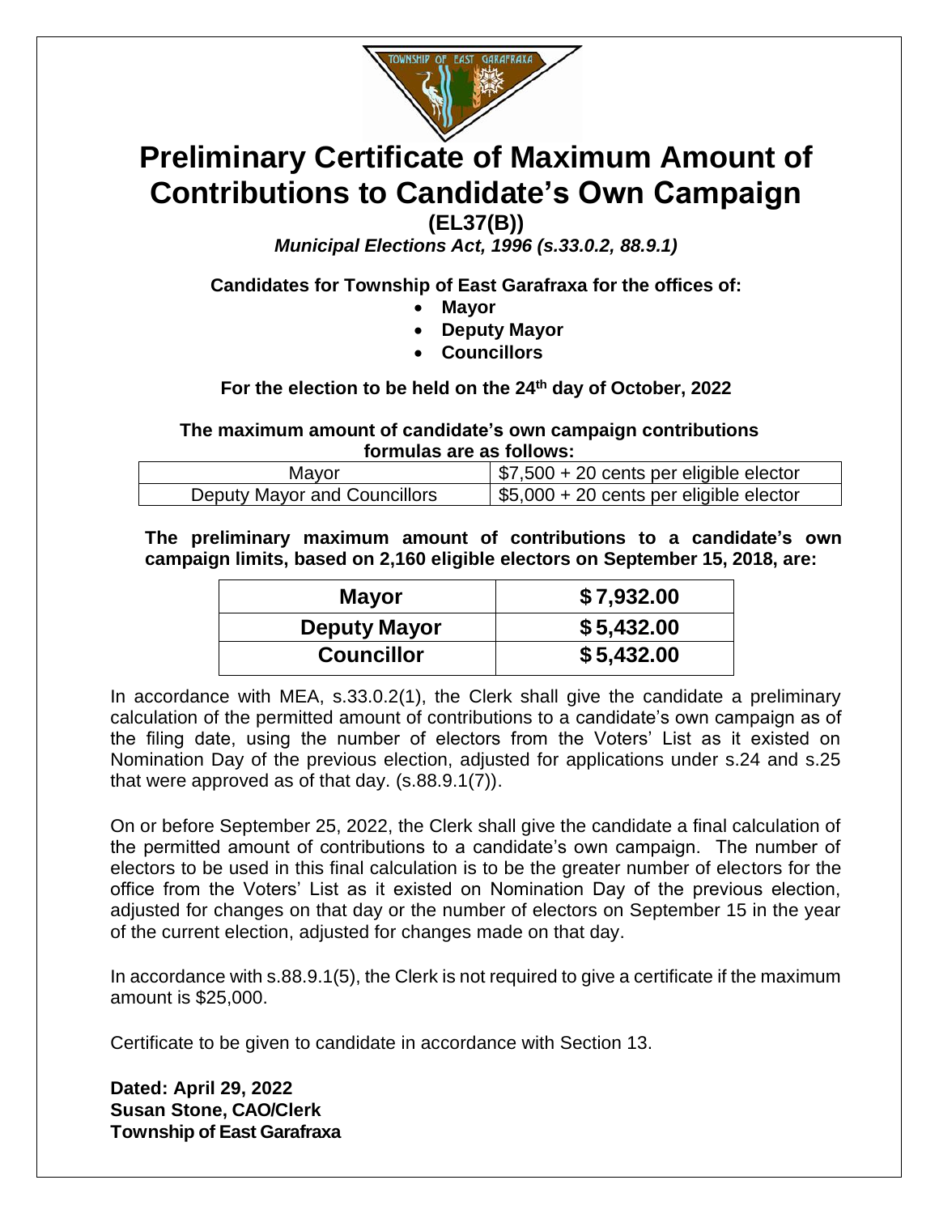# Preliminary Certificate of Maximum Amount of Contributions to Candidate's Own Campaign

**(EL37(B))**

***Municipal Elections Act, 1996 (s.33.0.2, 88.9.1)***

**Candidates for Township of East Garafraxa for the offices of:**

- **Mayor**
- **Deputy Mayor**
- **Councillors**

**For the election to be held on the 24th day of October, 2022**

**The maximum amount of candidate's own campaign contributions formulas are as follows:**

| Mayor | $7,500 + 20 cents per eligible elector |
|---|---|
| Deputy Mayor and Councillors | $5,000 + 20 cents per eligible elector |

**The preliminary maximum amount of contributions to a candidate's own campaign limits, based on 2,160 eligible electors on September 15, 2018, are:**

| **Mayor** | **$ 7,932.00** |
|---|---|
| **Deputy Mayor** | **$ 5,432.00** |
| **Councillor** | **$ 5,432.00** |

In accordance with MEA, s.33.0.2(1), the Clerk shall give the candidate a preliminary calculation of the permitted amount of contributions to a candidate's own campaign as of the filing date, using the number of electors from the Voters' List as it existed on Nomination Day of the previous election, adjusted for applications under s.24 and s.25 that were approved as of that day. (s.88.9.1(7)).

On or before September 25, 2022, the Clerk shall give the candidate a final calculation of the permitted amount of contributions to a candidate's own campaign. The number of electors to be used in this final calculation is to be the greater number of electors for the office from the Voters' List as it existed on Nomination Day of the previous election, adjusted for changes on that day or the number of electors on September 15 in the year of the current election, adjusted for changes made on that day.

In accordance with s.88.9.1(5), the Clerk is not required to give a certificate if the maximum amount is $25,000.

Certificate to be given to candidate in accordance with Section 13.

**Dated: April 29, 2022**
**Susan Stone, CAO/Clerk**
**Township of East Garafraxa**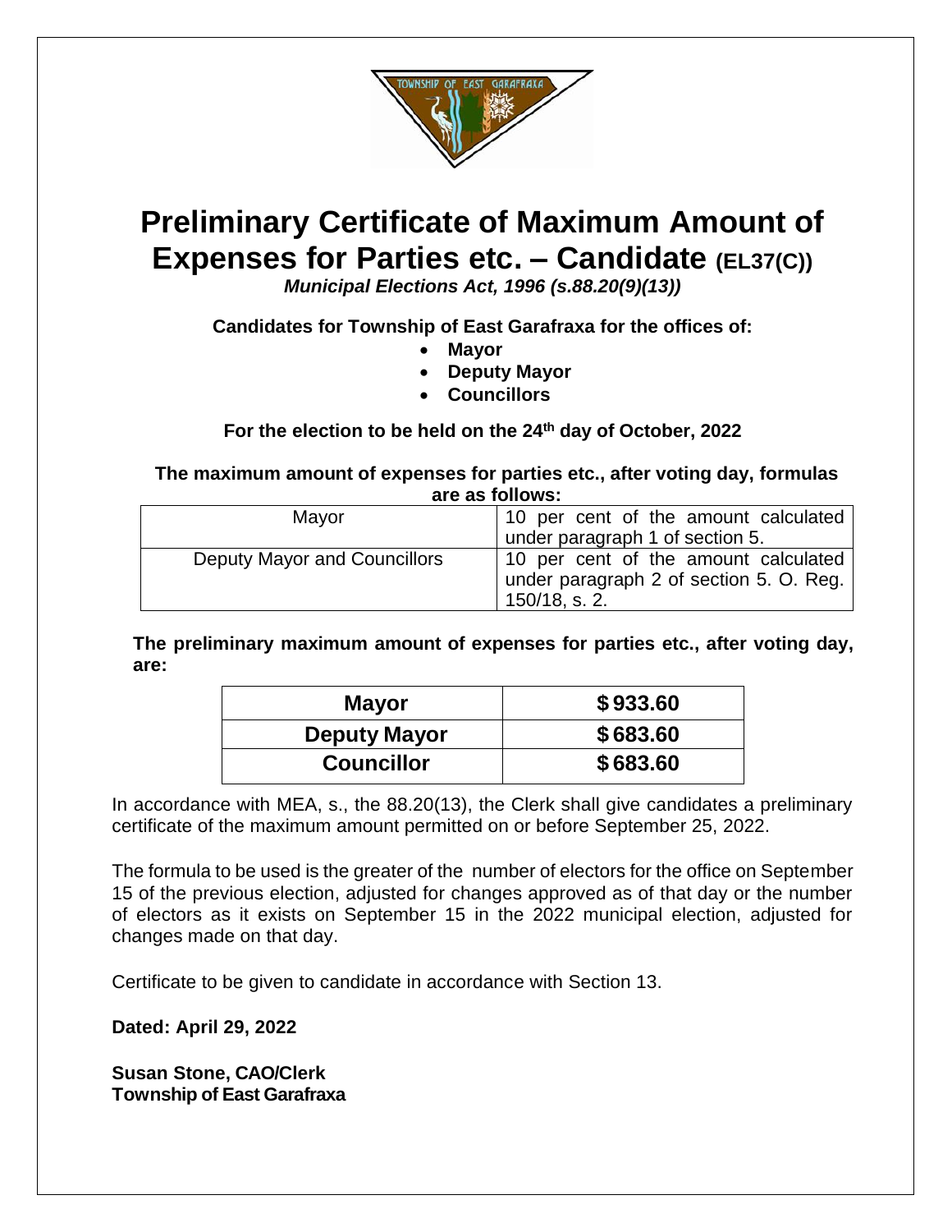# Preliminary Certificate of Maximum Amount of Expenses for Parties etc. – Candidate (EL37(C))

***Municipal Elections Act, 1996 (s.88.20(9)(13))***

**Candidates for Township of East Garafraxa for the offices of:**

- **Mayor**
- **Deputy Mayor**
- **Councillors**

**For the election to be held on the 24th day of October, 2022**

**The maximum amount of expenses for parties etc., after voting day, formulas are as follows:**

| Mayor | 10 per cent of the amount calculated under paragraph 1 of section 5. |
|---|---|
| Deputy Mayor and Councillors | 10 per cent of the amount calculated under paragraph 2 of section 5. O. Reg. 150/18, s. 2. |

**The preliminary maximum amount of expenses for parties etc., after voting day, are:**

| **Mayor** | **$ 933.60** |
|---|---|
| **Deputy Mayor** | **$ 683.60** |
| **Councillor** | **$ 683.60** |

In accordance with MEA, s., the 88.20(13), the Clerk shall give candidates a preliminary certificate of the maximum amount permitted on or before September 25, 2022.

The formula to be used is the greater of the number of electors for the office on September 15 of the previous election, adjusted for changes approved as of that day or the number of electors as it exists on September 15 in the 2022 municipal election, adjusted for changes made on that day.

Certificate to be given to candidate in accordance with Section 13.

**Dated: April 29, 2022**

**Susan Stone, CAO/Clerk**
**Township of East Garafraxa**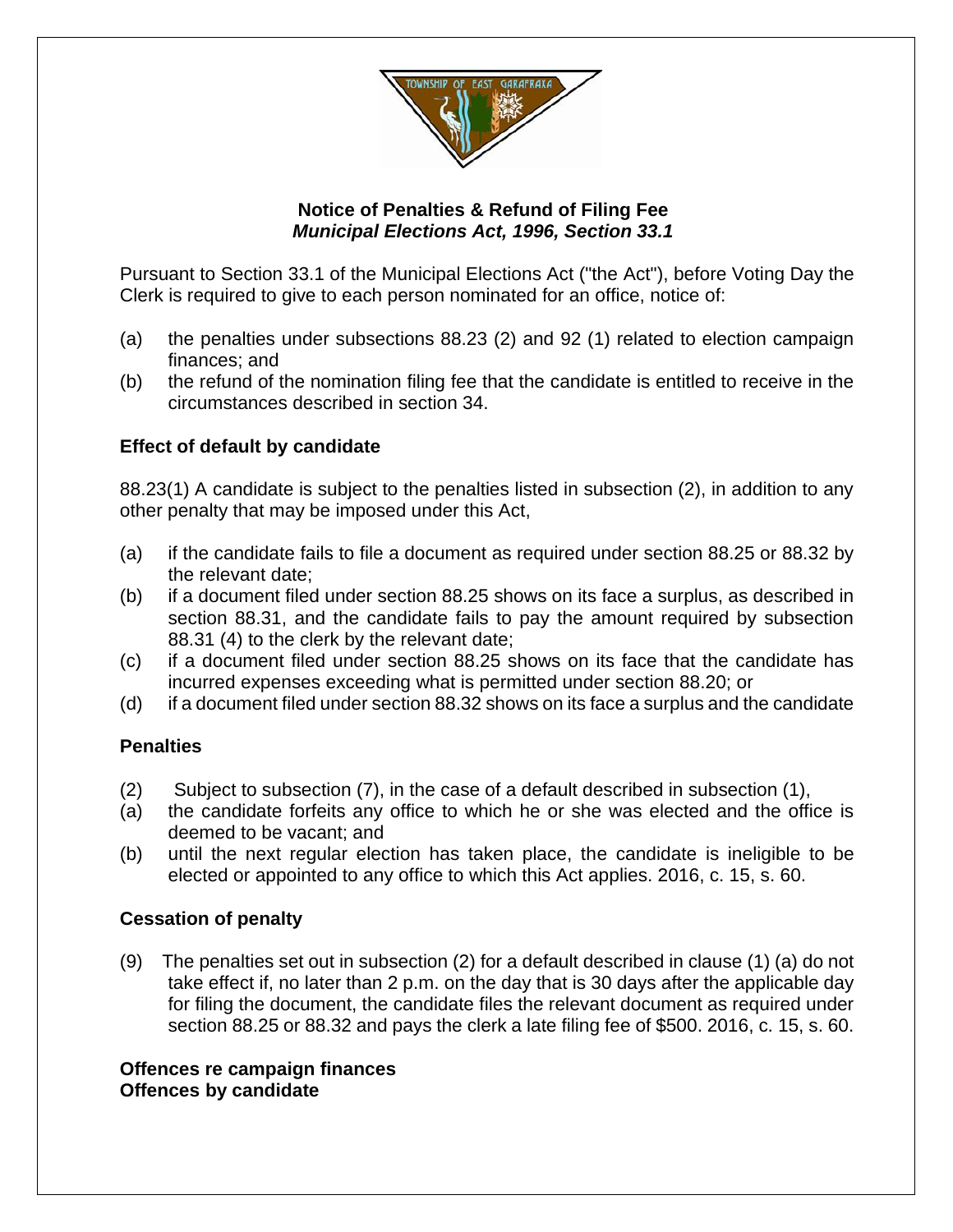**Notice of Penalties & Refund of Filing Fee**
***Municipal Elections Act, 1996, Section 33.1***

Pursuant to Section 33.1 of the Municipal Elections Act ("the Act"), before Voting Day the Clerk is required to give to each person nominated for an office, notice of:

(a) the penalties under subsections 88.23 (2) and 92 (1) related to election campaign finances; and
(b) the refund of the nomination filing fee that the candidate is entitled to receive in the circumstances described in section 34.

**Effect of default by candidate**

88.23(1) A candidate is subject to the penalties listed in subsection (2), in addition to any other penalty that may be imposed under this Act,

(a) if the candidate fails to file a document as required under section 88.25 or 88.32 by the relevant date;
(b) if a document filed under section 88.25 shows on its face a surplus, as described in section 88.31, and the candidate fails to pay the amount required by subsection 88.31 (4) to the clerk by the relevant date;
(c) if a document filed under section 88.25 shows on its face that the candidate has incurred expenses exceeding what is permitted under section 88.20; or
(d) if a document filed under section 88.32 shows on its face a surplus and the candidate

**Penalties**

(2) Subject to subsection (7), in the case of a default described in subsection (1),
(a) the candidate forfeits any office to which he or she was elected and the office is deemed to be vacant; and
(b) until the next regular election has taken place, the candidate is ineligible to be elected or appointed to any office to which this Act applies. 2016, c. 15, s. 60.

**Cessation of penalty**

(9) The penalties set out in subsection (2) for a default described in clause (1) (a) do not take effect if, no later than 2 p.m. on the day that is 30 days after the applicable day for filing the document, the candidate files the relevant document as required under section 88.25 or 88.32 and pays the clerk a late filing fee of $500. 2016, c. 15, s. 60.

**Offences re campaign finances**
**Offences by candidate**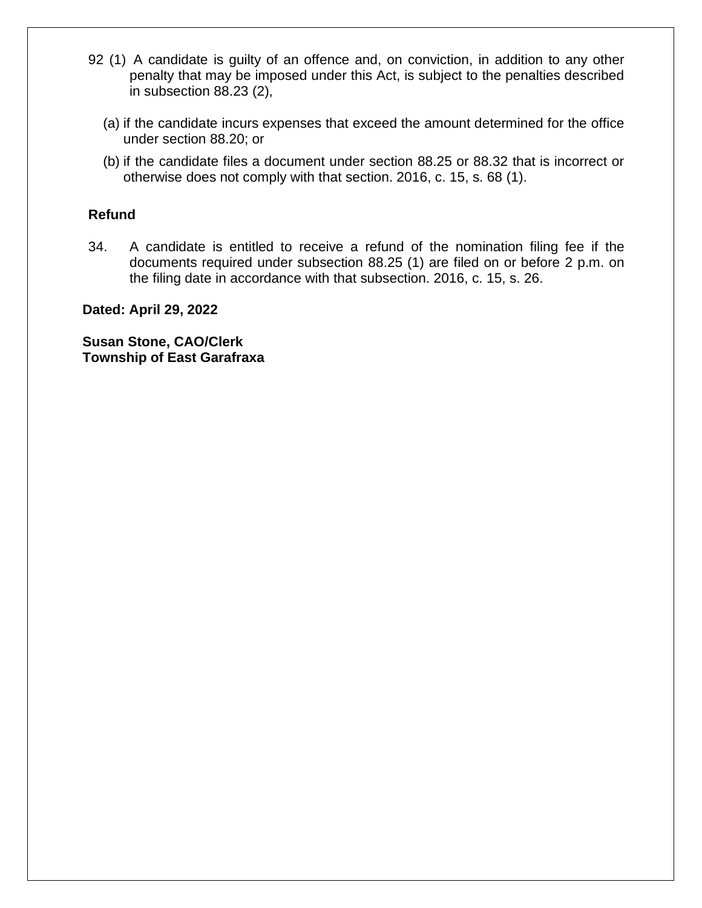92 (1) A candidate is guilty of an offence and, on conviction, in addition to any other penalty that may be imposed under this Act, is subject to the penalties described in subsection 88.23 (2),

(a) if the candidate incurs expenses that exceed the amount determined for the office under section 88.20; or

(b) if the candidate files a document under section 88.25 or 88.32 that is incorrect or otherwise does not comply with that section. 2016, c. 15, s. 68 (1).

**Refund**

34. A candidate is entitled to receive a refund of the nomination filing fee if the documents required under subsection 88.25 (1) are filed on or before 2 p.m. on the filing date in accordance with that subsection. 2016, c. 15, s. 26.

**Dated: April 29, 2022**

**Susan Stone, CAO/Clerk**
**Township of East Garafraxa**